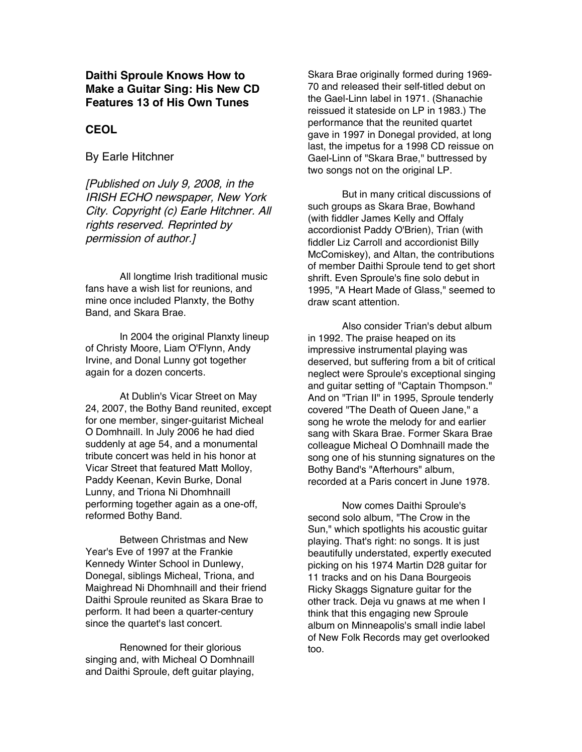**Daithi Sproule Knows How to Make a Guitar Sing: His New CD Features 13 of His Own Tunes**

**CEOL**

By Earle Hitchner

*[Published on July 9, 2008, in the IRISH ECHO newspaper, New York City. Copyright (c) Earle Hitchner. All rights reserved. Reprinted by permission of author.]*

All longtime Irish traditional music fans have a wish list for reunions, and mine once included Planxty, the Bothy Band, and Skara Brae.

In 2004 the original Planxty lineup of Christy Moore, Liam O'Flynn, Andy Irvine, and Donal Lunny got together again for a dozen concerts.

At Dublin's Vicar Street on May 24, 2007, the Bothy Band reunited, except for one member, singer-guitarist Micheal O Domhnaill. In July 2006 he had died suddenly at age 54, and a monumental tribute concert was held in his honor at Vicar Street that featured Matt Molloy, Paddy Keenan, Kevin Burke, Donal Lunny, and Triona Ni Dhomhnaill performing together again as a one-off, reformed Bothy Band.

Between Christmas and New Year's Eve of 1997 at the Frankie Kennedy Winter School in Dunlewy, Donegal, siblings Micheal, Triona, and Maighread Ni Dhomhnaill and their friend Daithi Sproule reunited as Skara Brae to perform. It had been a quarter-century since the quartet's last concert.

Renowned for their glorious singing and, with Micheal O Domhnaill and Daithi Sproule, deft guitar playing, Skara Brae originally formed during 1969-70 and released their self-titled debut on the Gael-Linn label in 1971. (Shanachie reissued it stateside on LP in 1983.) The performance that the reunited quartet gave in 1997 in Donegal provided, at long last, the impetus for a 1998 CD reissue on Gael-Linn of "Skara Brae," buttressed by two songs not on the original LP.

But in many critical discussions of such groups as Skara Brae, Bowhand (with fiddler James Kelly and Offaly accordionist Paddy O'Brien), Trian (with fiddler Liz Carroll and accordionist Billy McComiskey), and Altan, the contributions of member Daithi Sproule tend to get short shrift. Even Sproule's fine solo debut in 1995, "A Heart Made of Glass," seemed to draw scant attention.

Also consider Trian's debut album in 1992. The praise heaped on its impressive instrumental playing was deserved, but suffering from a bit of critical neglect were Sproule's exceptional singing and guitar setting of "Captain Thompson." And on "Trian II" in 1995, Sproule tenderly covered "The Death of Queen Jane," a song he wrote the melody for and earlier sang with Skara Brae. Former Skara Brae colleague Micheal O Domhnaill made the song one of his stunning signatures on the Bothy Band's "Afterhours" album, recorded at a Paris concert in June 1978.

Now comes Daithi Sproule's second solo album, "The Crow in the Sun," which spotlights his acoustic guitar playing. That's right: no songs. It is just beautifully understated, expertly executed picking on his 1974 Martin D28 guitar for 11 tracks and on his Dana Bourgeois Ricky Skaggs Signature guitar for the other track. Deja vu gnaws at me when I think that this engaging new Sproule album on Minneapolis's small indie label of New Folk Records may get overlooked too.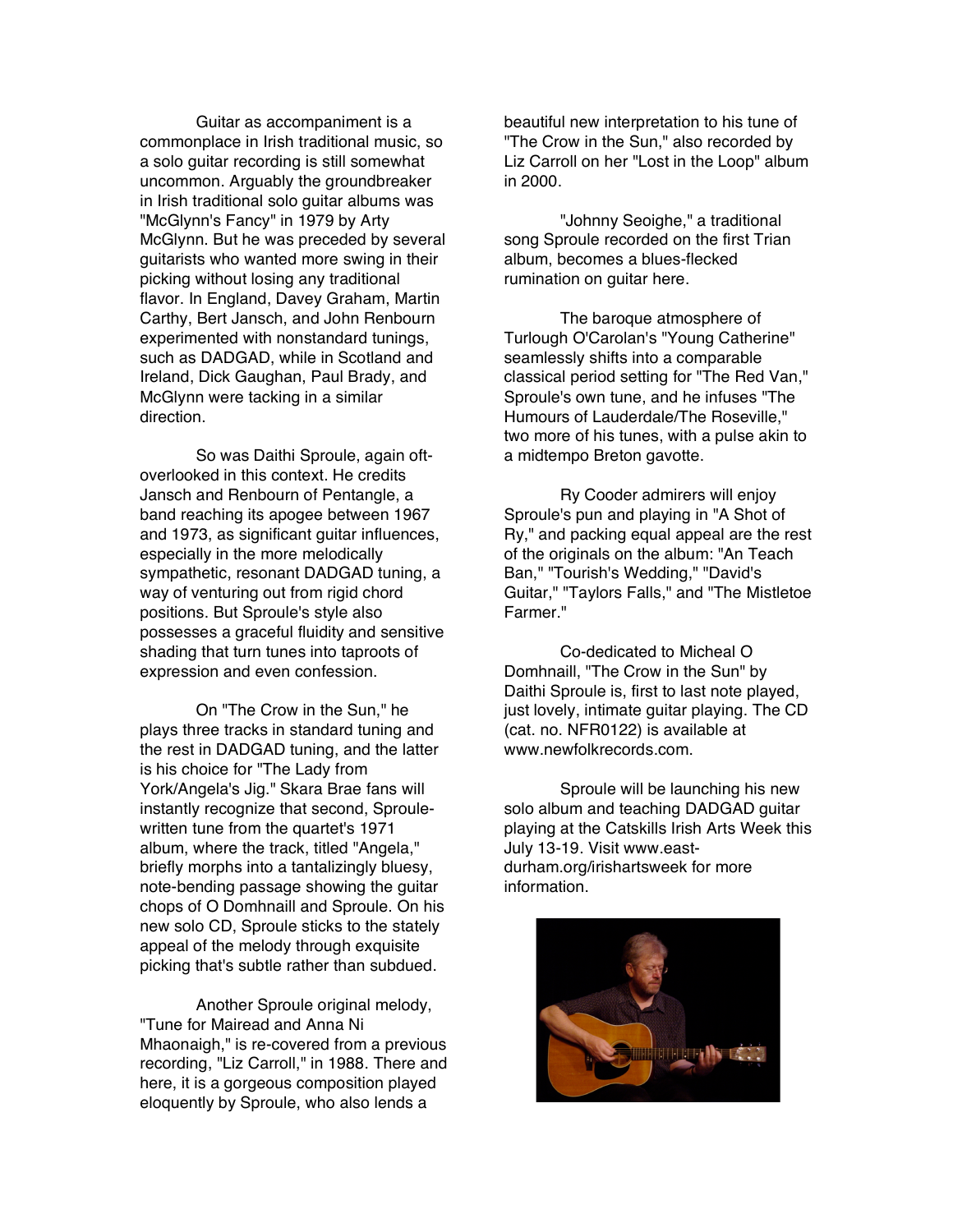Guitar as accompaniment is a commonplace in Irish traditional music, so a solo guitar recording is still somewhat uncommon. Arguably the groundbreaker in Irish traditional solo guitar albums was "McGlynn's Fancy" in 1979 by Arty McGlynn. But he was preceded by several guitarists who wanted more swing in their picking without losing any traditional flavor. In England, Davey Graham, Martin Carthy, Bert Jansch, and John Renbourn experimented with nonstandard tunings, such as DADGAD, while in Scotland and Ireland, Dick Gaughan, Paul Brady, and McGlynn were tacking in a similar direction.

So was Daithi Sproule, again oft-overlooked in this context. He credits Jansch and Renbourn of Pentangle, a band reaching its apogee between 1967 and 1973, as significant guitar influences, especially in the more melodically sympathetic, resonant DADGAD tuning, a way of venturing out from rigid chord positions. But Sproule's style also possesses a graceful fluidity and sensitive shading that turn tunes into taproots of expression and even confession.

On "The Crow in the Sun," he plays three tracks in standard tuning and the rest in DADGAD tuning, and the latter is his choice for "The Lady from York/Angela's Jig." Skara Brae fans will instantly recognize that second, Sproule-written tune from the quartet's 1971 album, where the track, titled "Angela," briefly morphs into a tantalizingly bluesy, note-bending passage showing the guitar chops of O Domhnaill and Sproule. On his new solo CD, Sproule sticks to the stately appeal of the melody through exquisite picking that's subtle rather than subdued.

Another Sproule original melody, "Tune for Mairead and Anna Ni Mhaonaigh," is re-covered from a previous recording, "Liz Carroll," in 1988. There and here, it is a gorgeous composition played eloquently by Sproule, who also lends a beautiful new interpretation to his tune of "The Crow in the Sun," also recorded by Liz Carroll on her "Lost in the Loop" album in 2000.

"Johnny Seoighe," a traditional song Sproule recorded on the first Trian album, becomes a blues-flecked rumination on guitar here.

The baroque atmosphere of Turlough O'Carolan's "Young Catherine" seamlessly shifts into a comparable classical period setting for "The Red Van," Sproule's own tune, and he infuses "The Humours of Lauderdale/The Roseville," two more of his tunes, with a pulse akin to a midtempo Breton gavotte.

Ry Cooder admirers will enjoy Sproule's pun and playing in "A Shot of Ry," and packing equal appeal are the rest of the originals on the album: "An Teach Ban," "Tourish's Wedding," "David's Guitar," "Taylors Falls," and "The Mistletoe Farmer."

Co-dedicated to Micheal O Domhnaill, "The Crow in the Sun" by Daithi Sproule is, first to last note played, just lovely, intimate guitar playing. The CD (cat. no. NFR0122) is available at www.newfolkrecords.com.

Sproule will be launching his new solo album and teaching DADGAD guitar playing at the Catskills Irish Arts Week this July 13-19. Visit www.east-durham.org/irishartsweek for more information.